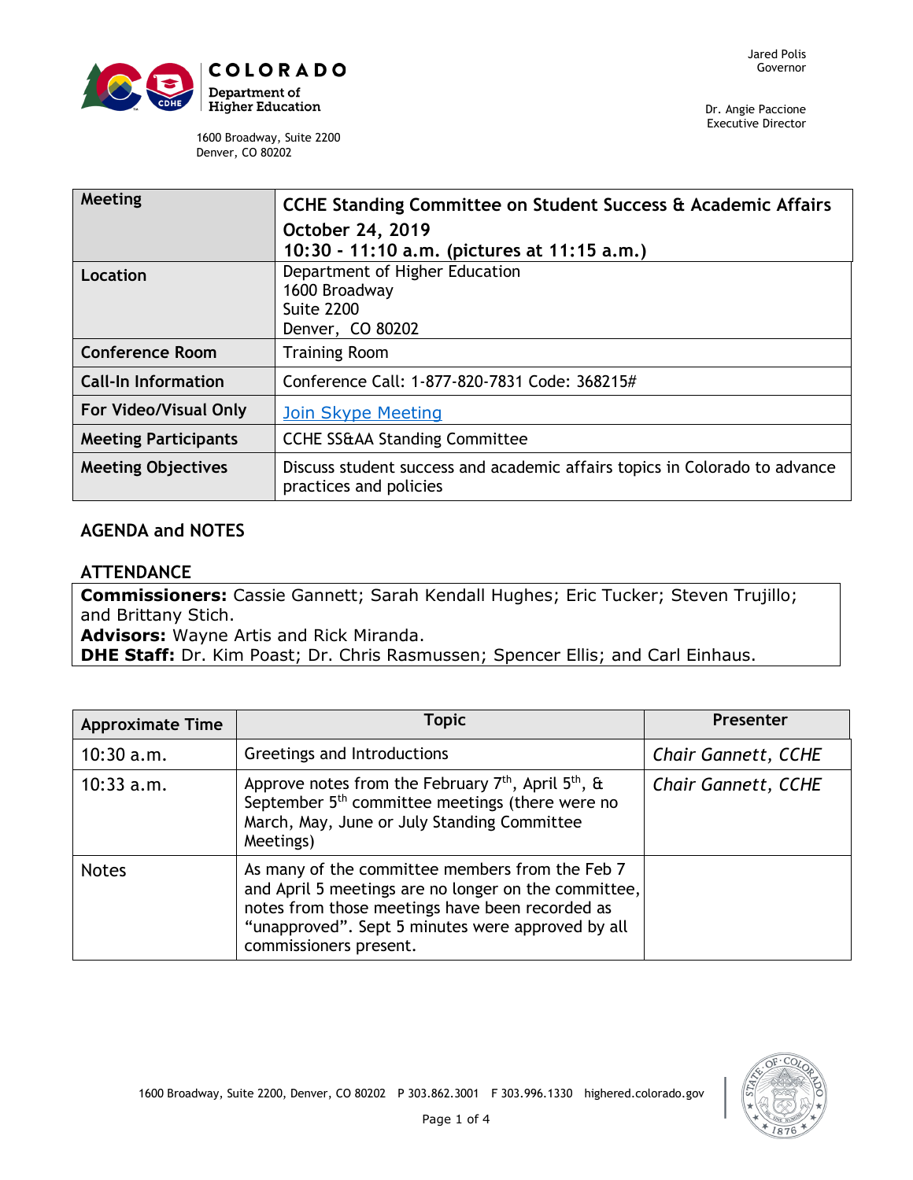COLORADO
Department of Higher Education

1600 Broadway, Suite 2200
Denver, CO 80202

Jared Polis
Governor

Dr. Angie Paccione
Executive Director

| Meeting | CCHE Standing Committee on Student Success & Academic Affairs<br>October 24, 2019<br>10:30 - 11:10 a.m. (pictures at 11:15 a.m.) |
|---|---|
| Location | Department of Higher Education<br>1600 Broadway<br>Suite 2200<br>Denver, CO 80202 |
| Conference Room | Training Room |
| Call-In Information | Conference Call: 1-877-820-7831 Code: 368215# |
| For Video/Visual Only | Join Skype Meeting |
| Meeting Participants | CCHE SS&AA Standing Committee |
| Meeting Objectives | Discuss student success and academic affairs topics in Colorado to advance practices and policies |

## AGENDA and NOTES

### ATTENDANCE

**Commissioners:** Cassie Gannett; Sarah Kendall Hughes; Eric Tucker; Steven Trujillo; and Brittany Stich.
**Advisors:** Wayne Artis and Rick Miranda.
**DHE Staff:** Dr. Kim Poast; Dr. Chris Rasmussen; Spencer Ellis; and Carl Einhaus.

| Approximate Time | Topic | Presenter |
|---|---|---|
| 10:30 a.m. | Greetings and Introductions | *Chair Gannett, CCHE* |
| 10:33 a.m. | Approve notes from the February 7th, April 5th, & September 5th committee meetings (there were no March, May, June or July Standing Committee Meetings) | *Chair Gannett, CCHE* |
| Notes | As many of the committee members from the Feb 7 and April 5 meetings are no longer on the committee, notes from those meetings have been recorded as "unapproved". Sept 5 minutes were approved by all commissioners present. | |

1600 Broadway, Suite 2200, Denver, CO 80202 P 303.862.3001 F 303.996.1330 highered.colorado.gov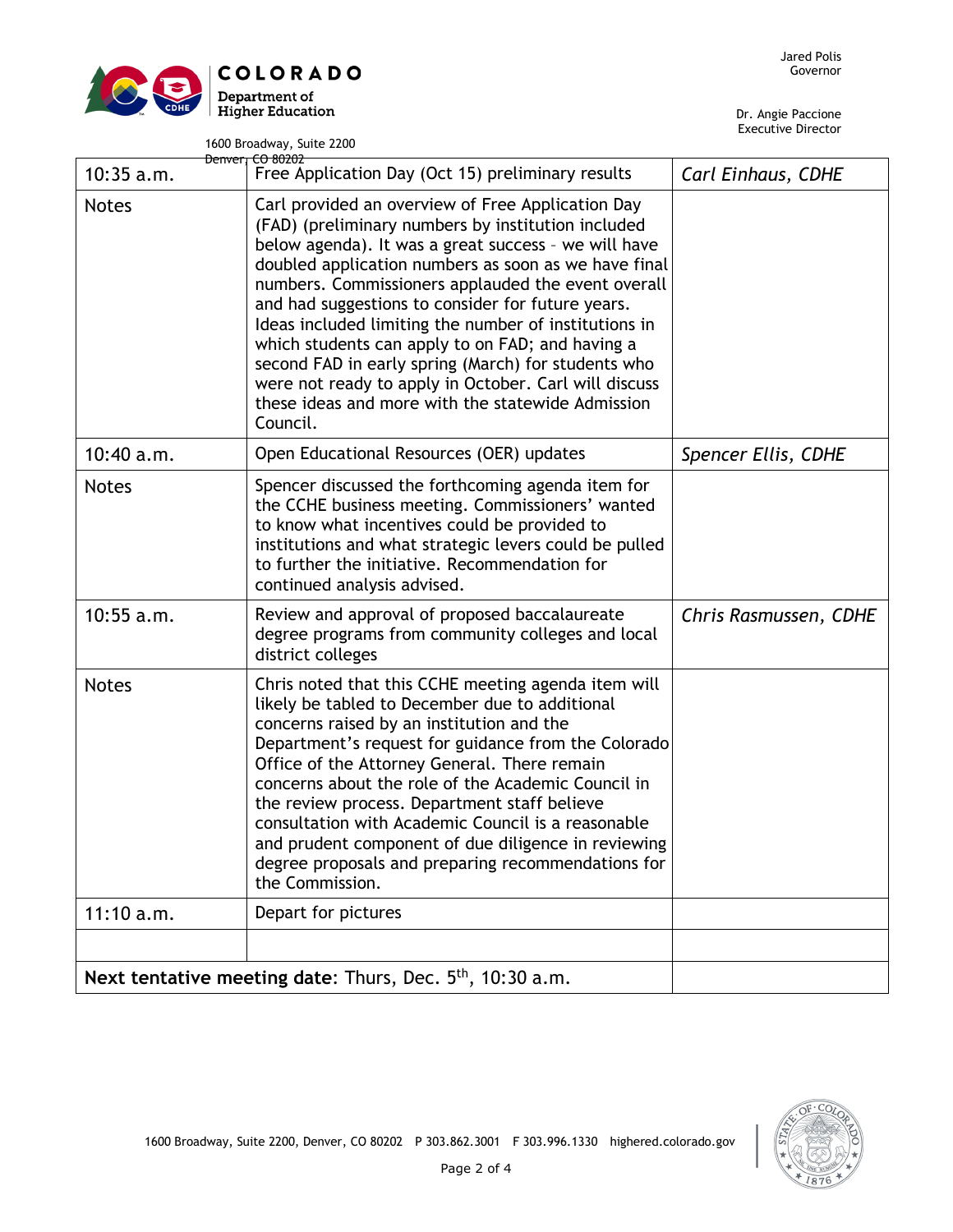Jared Polis
Governor

Dr. Angie Paccione
Executive Director

1600 Broadway, Suite 2200
Denver, CO 80202

| | | |
|---|---|---|
| 10:35 a.m. | Free Application Day (Oct 15) preliminary results | *Carl Einhaus, CDHE* |
| Notes | Carl provided an overview of Free Application Day (FAD) (preliminary numbers by institution included below agenda). It was a great success – we will have doubled application numbers as soon as we have final numbers. Commissioners applauded the event overall and had suggestions to consider for future years. Ideas included limiting the number of institutions in which students can apply to on FAD; and having a second FAD in early spring (March) for students who were not ready to apply in October. Carl will discuss these ideas and more with the statewide Admission Council. | |
| 10:40 a.m. | Open Educational Resources (OER) updates | *Spencer Ellis, CDHE* |
| Notes | Spencer discussed the forthcoming agenda item for the CCHE business meeting. Commissioners' wanted to know what incentives could be provided to institutions and what strategic levers could be pulled to further the initiative. Recommendation for continued analysis advised. | |
| 10:55 a.m. | Review and approval of proposed baccalaureate degree programs from community colleges and local district colleges | *Chris Rasmussen, CDHE* |
| Notes | Chris noted that this CCHE meeting agenda item will likely be tabled to December due to additional concerns raised by an institution and the Department's request for guidance from the Colorado Office of the Attorney General. There remain concerns about the role of the Academic Council in the review process. Department staff believe consultation with Academic Council is a reasonable and prudent component of due diligence in reviewing degree proposals and preparing recommendations for the Commission. | |
| 11:10 a.m. | Depart for pictures | |
| | | |
| **Next tentative meeting date**: Thurs, Dec. 5th, 10:30 a.m. | | |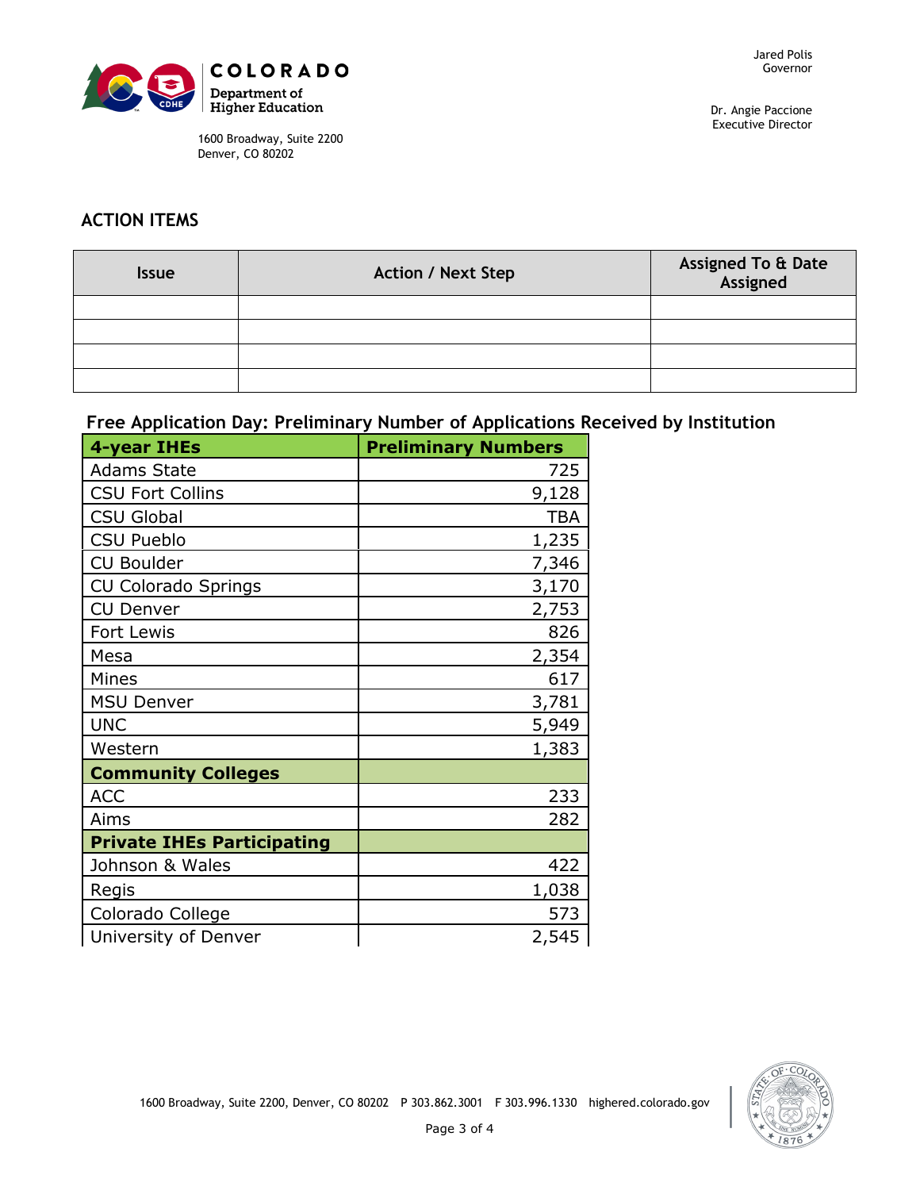## ACTION ITEMS

| Issue | Action / Next Step | Assigned To & Date Assigned |
|---|---|---|
| | | |
| | | |
| | | |
| | | |

### Free Application Day: Preliminary Number of Applications Received by Institution

| 4-year IHEs | Preliminary Numbers |
|---|---|
| Adams State | 725 |
| CSU Fort Collins | 9,128 |
| CSU Global | TBA |
| CSU Pueblo | 1,235 |
| CU Boulder | 7,346 |
| CU Colorado Springs | 3,170 |
| CU Denver | 2,753 |
| Fort Lewis | 826 |
| Mesa | 2,354 |
| Mines | 617 |
| MSU Denver | 3,781 |
| UNC | 5,949 |
| Western | 1,383 |
| **Community Colleges** | |
| ACC | 233 |
| Aims | 282 |
| **Private IHEs Participating** | |
| Johnson & Wales | 422 |
| Regis | 1,038 |
| Colorado College | 573 |
| University of Denver | 2,545 |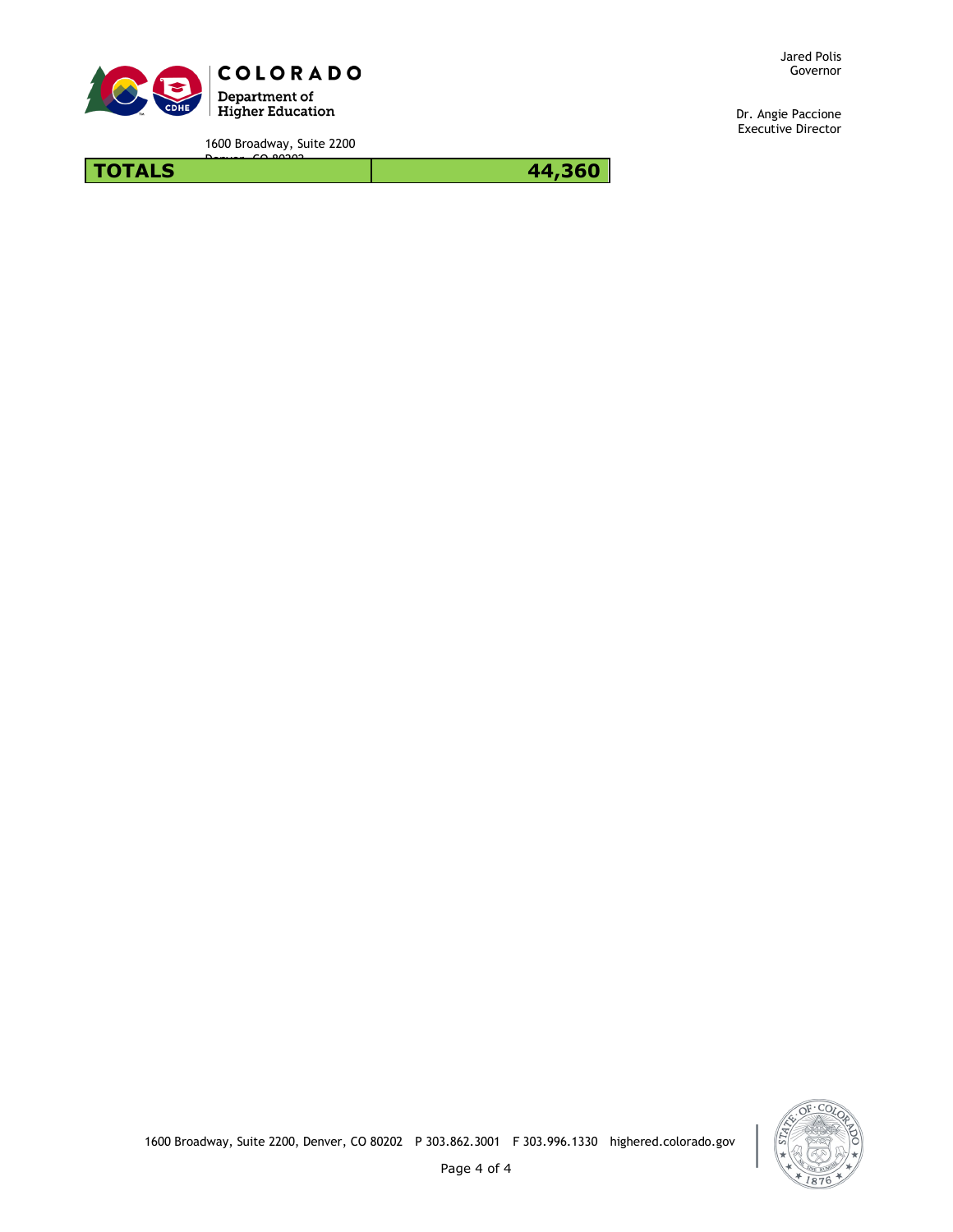| | |
|---|---|
| **TOTALS** | **44,360** |